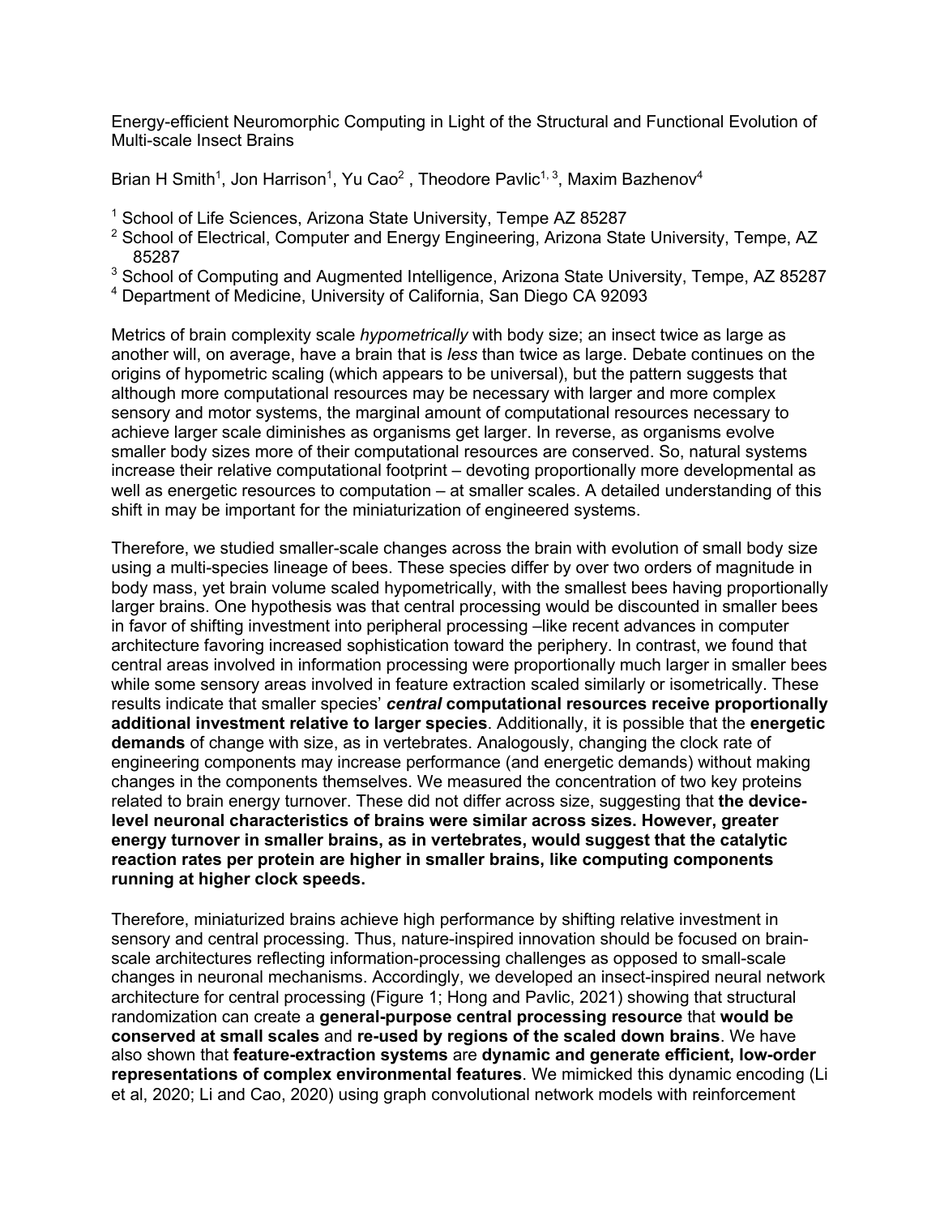# Energy-efficient Neuromorphic Computing in Light of the Structural and Functional Evolution of Multi-scale Insect Brains

Brian H Smith[1], Jon Harrison[1], Yu Cao[2] , Theodore Pavlic[1, 3], Maxim Bazhenov[4]

[1] School of Life Sciences, Arizona State University, Tempe AZ 85287
[2] School of Electrical, Computer and Energy Engineering, Arizona State University, Tempe, AZ 85287
[3] School of Computing and Augmented Intelligence, Arizona State University, Tempe, AZ 85287
[4] Department of Medicine, University of California, San Diego CA 92093

Metrics of brain complexity scale *hypometrically* with body size; an insect twice as large as another will, on average, have a brain that is *less* than twice as large. Debate continues on the origins of hypometric scaling (which appears to be universal), but the pattern suggests that although more computational resources may be necessary with larger and more complex sensory and motor systems, the marginal amount of computational resources necessary to achieve larger scale diminishes as organisms get larger. In reverse, as organisms evolve smaller body sizes more of their computational resources are conserved. So, natural systems increase their relative computational footprint – devoting proportionally more developmental as well as energetic resources to computation – at smaller scales. A detailed understanding of this shift in may be important for the miniaturization of engineered systems.

Therefore, we studied smaller-scale changes across the brain with evolution of small body size using a multi-species lineage of bees. These species differ by over two orders of magnitude in body mass, yet brain volume scaled hypometrically, with the smallest bees having proportionally larger brains. One hypothesis was that central processing would be discounted in smaller bees in favor of shifting investment into peripheral processing –like recent advances in computer architecture favoring increased sophistication toward the periphery. In contrast, we found that central areas involved in information processing were proportionally much larger in smaller bees while some sensory areas involved in feature extraction scaled similarly or isometrically. These results indicate that smaller species' ***central* computational resources receive proportionally additional investment relative to larger species**. Additionally, it is possible that the **energetic demands** of change with size, as in vertebrates. Analogously, changing the clock rate of engineering components may increase performance (and energetic demands) without making changes in the components themselves. We measured the concentration of two key proteins related to brain energy turnover. These did not differ across size, suggesting that **the device-level neuronal characteristics of brains were similar across sizes. However, greater energy turnover in smaller brains, as in vertebrates, would suggest that the catalytic reaction rates per protein are higher in smaller brains, like computing components running at higher clock speeds.**

Therefore, miniaturized brains achieve high performance by shifting relative investment in sensory and central processing. Thus, nature-inspired innovation should be focused on brain-scale architectures reflecting information-processing challenges as opposed to small-scale changes in neuronal mechanisms. Accordingly, we developed an insect-inspired neural network architecture for central processing (Figure 1; Hong and Pavlic, 2021) showing that structural randomization can create a **general-purpose central processing resource** that **would be conserved at small scales** and **re-used by regions of the scaled down brains**. We have also shown that **feature-extraction systems** are **dynamic and generate efficient, low-order representations of complex environmental features**. We mimicked this dynamic encoding (Li et al, 2020; Li and Cao, 2020) using graph convolutional network models with reinforcement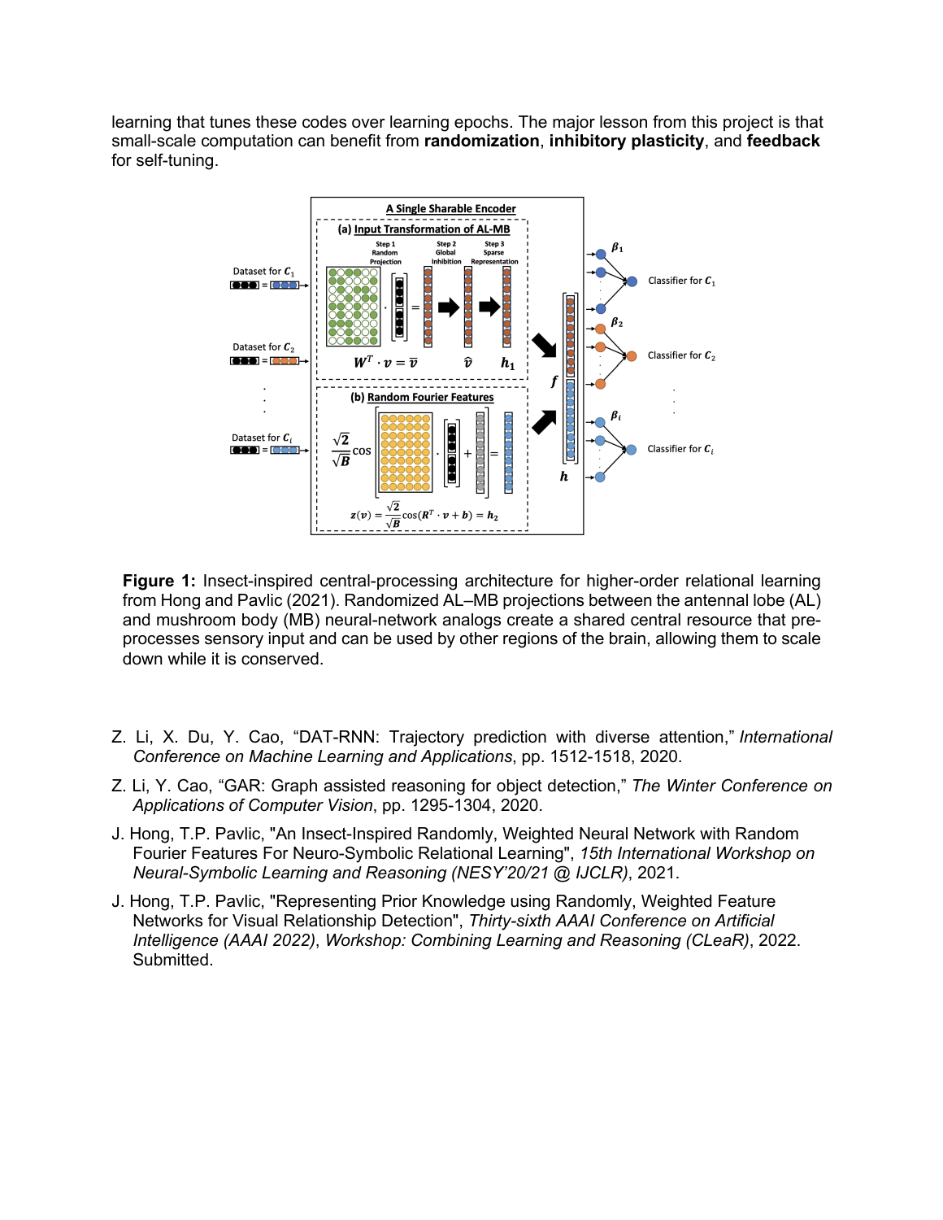learning that tunes these codes over learning epochs. The major lesson from this project is that small-scale computation can benefit from **randomization**, **inhibitory plasticity**, and **feedback** for self-tuning.

A Single Sharable Encoder

(a) Input Transformation of AL-MB

Step 1 Random Projection

Step 2 Global Inhibition

Step 3 Sparse Representation

$W^T \cdot v = \bar{v}$

$\hat{v}$

$h_1$

(b) Random Fourier Features

$\frac{\sqrt{2}}{\sqrt{B}} \cos$

$z(v) = \frac{\sqrt{2}}{\sqrt{B}} \cos(R^T \cdot v + b) = h_2$

Dataset for $C_1$

Dataset for $C_2$

Dataset for $C_i$

$f$

$h$

$\beta_1$

$\beta_2$

$\beta_i$

Classifier for $C_1$

Classifier for $C_2$

Classifier for $C_i$

**Figure 1:** Insect-inspired central-processing architecture for higher-order relational learning from Hong and Pavlic (2021). Randomized AL–MB projections between the antennal lobe (AL) and mushroom body (MB) neural-network analogs create a shared central resource that pre-processes sensory input and can be used by other regions of the brain, allowing them to scale down while it is conserved.

Z. Li, X. Du, Y. Cao, "DAT-RNN: Trajectory prediction with diverse attention," *International Conference on Machine Learning and Applications*, pp. 1512-1518, 2020.

Z. Li, Y. Cao, "GAR: Graph assisted reasoning for object detection," *The Winter Conference on Applications of Computer Vision*, pp. 1295-1304, 2020.

J. Hong, T.P. Pavlic, "An Insect-Inspired Randomly, Weighted Neural Network with Random Fourier Features For Neuro-Symbolic Relational Learning", *15th International Workshop on Neural-Symbolic Learning and Reasoning (NESY'20/21 @ IJCLR)*, 2021.

J. Hong, T.P. Pavlic, "Representing Prior Knowledge using Randomly, Weighted Feature Networks for Visual Relationship Detection", *Thirty-sixth AAAI Conference on Artificial Intelligence (AAAI 2022), Workshop: Combining Learning and Reasoning (CLeaR)*, 2022. Submitted.